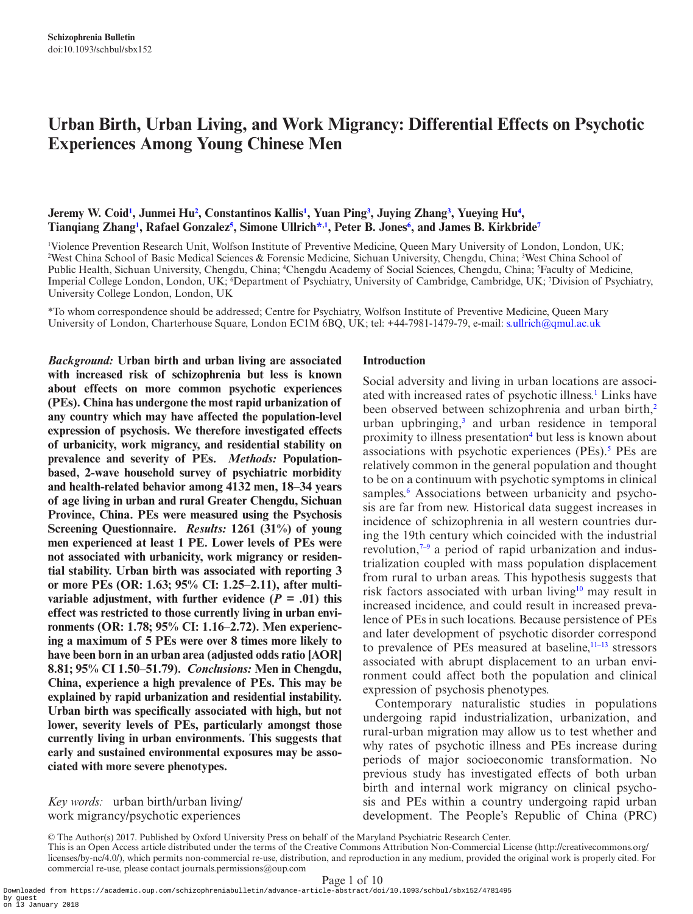Schizophrenia Bulletin
doi:10.1093/schbul/sbx152

# Urban Birth, Urban Living, and Work Migrancy: Differential Effects on Psychotic Experiences Among Young Chinese Men

**Jeremy W. Coid[1], Junmei Hu[2], Constantinos Kallis[1], Yuan Ping[3], Juying Zhang[3], Yueying Hu[4], Tianqiang Zhang[1], Rafael Gonzalez[5], Simone Ullrich*,[1], Peter B. Jones[6], and James B. Kirkbride[7]**

[1]Violence Prevention Research Unit, Wolfson Institute of Preventive Medicine, Queen Mary University of London, London, UK; [2]West China School of Basic Medical Sciences & Forensic Medicine, Sichuan University, Chengdu, China; [3]West China School of Public Health, Sichuan University, Chengdu, China; [4]Chengdu Academy of Social Sciences, Chengdu, China; [5]Faculty of Medicine, Imperial College London, London, UK; [6]Department of Psychiatry, University of Cambridge, Cambridge, UK; [7]Division of Psychiatry, University College London, London, UK

*To whom correspondence should be addressed; Centre for Psychiatry, Wolfson Institute of Preventive Medicine, Queen Mary University of London, Charterhouse Square, London EC1M 6BQ, UK; tel: +44-7981-1479-79, e-mail: s.ullrich@qmul.ac.uk

***Background:*** **Urban birth and urban living are associated with increased risk of schizophrenia but less is known about effects on more common psychotic experiences (PEs). China has undergone the most rapid urbanization of any country which may have affected the population-level expression of psychosis. We therefore investigated effects of urbanicity, work migrancy, and residential stability on prevalence and severity of PEs.** ***Methods:*** **Population-based, 2-wave household survey of psychiatric morbidity and health-related behavior among 4132 men, 18–34 years of age living in urban and rural Greater Chengdu, Sichuan Province, China. PEs were measured using the Psychosis Screening Questionnaire.** ***Results:*** **1261 (31%) of young men experienced at least 1 PE. Lower levels of PEs were not associated with urbanicity, work migrancy or residential stability. Urban birth was associated with reporting 3 or more PEs (OR: 1.63; 95% CI: 1.25–2.11), after multivariable adjustment, with further evidence ($P$ = .01) this effect was restricted to those currently living in urban environments (OR: 1.78; 95% CI: 1.16–2.72). Men experiencing a maximum of 5 PEs were over 8 times more likely to have been born in an urban area (adjusted odds ratio [AOR] 8.81; 95% CI 1.50–51.79).** ***Conclusions:*** **Men in Chengdu, China, experience a high prevalence of PEs. This may be explained by rapid urbanization and residential instability. Urban birth was specifically associated with high, but not lower, severity levels of PEs, particularly amongst those currently living in urban environments. This suggests that early and sustained environmental exposures may be associated with more severe phenotypes.**

*Key words:* urban birth/urban living/work migrancy/psychotic experiences

## Introduction

Social adversity and living in urban locations are associated with increased rates of psychotic illness.[1] Links have been observed between schizophrenia and urban birth,[2] urban upbringing,[3] and urban residence in temporal proximity to illness presentation[4] but less is known about associations with psychotic experiences (PEs).[5] PEs are relatively common in the general population and thought to be on a continuum with psychotic symptoms in clinical samples.[6] Associations between urbanicity and psychosis are far from new. Historical data suggest increases in incidence of schizophrenia in all western countries during the 19th century which coincided with the industrial revolution,[7–9] a period of rapid urbanization and industrialization coupled with mass population displacement from rural to urban areas. This hypothesis suggests that risk factors associated with urban living[10] may result in increased incidence, and could result in increased prevalence of PEs in such locations. Because persistence of PEs and later development of psychotic disorder correspond to prevalence of PEs measured at baseline,[11–13] stressors associated with abrupt displacement to an urban environment could affect both the population and clinical expression of psychosis phenotypes.

Contemporary naturalistic studies in populations undergoing rapid industrialization, urbanization, and rural-urban migration may allow us to test whether and why rates of psychotic illness and PEs increase during periods of major socioeconomic transformation. No previous study has investigated effects of both urban birth and internal work migrancy on clinical psychosis and PEs within a country undergoing rapid urban development. The People's Republic of China (PRC)

© The Author(s) 2017. Published by Oxford University Press on behalf of the Maryland Psychiatric Research Center.
This is an Open Access article distributed under the terms of the Creative Commons Attribution Non-Commercial License (http://creativecommons.org/licenses/by-nc/4.0/), which permits non-commercial re-use, distribution, and reproduction in any medium, provided the original work is properly cited. For commercial re-use, please contact journals.permissions@oup.com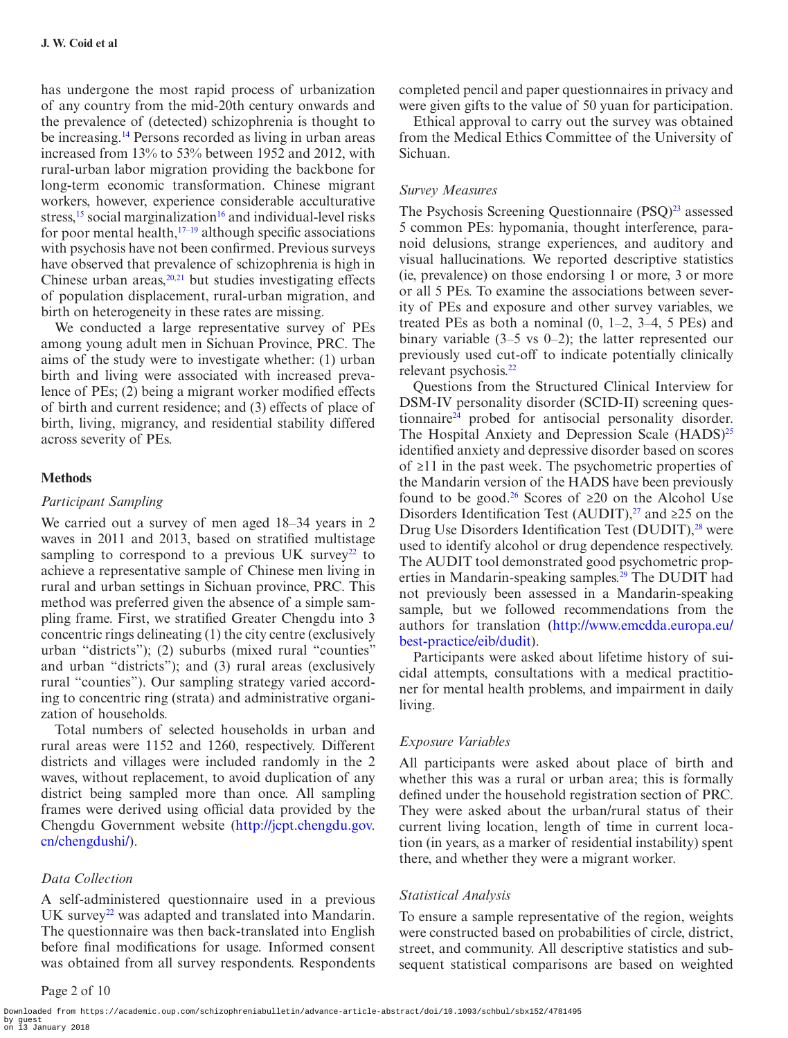has undergone the most rapid process of urbanization of any country from the mid-20th century onwards and the prevalence of (detected) schizophrenia is thought to be increasing.[14] Persons recorded as living in urban areas increased from 13% to 53% between 1952 and 2012, with rural-urban labor migration providing the backbone for long-term economic transformation. Chinese migrant workers, however, experience considerable acculturative stress,[15] social marginalization[16] and individual-level risks for poor mental health,[17–19] although specific associations with psychosis have not been confirmed. Previous surveys have observed that prevalence of schizophrenia is high in Chinese urban areas,[20,21] but studies investigating effects of population displacement, rural-urban migration, and birth on heterogeneity in these rates are missing.

We conducted a large representative survey of PEs among young adult men in Sichuan Province, PRC. The aims of the study were to investigate whether: (1) urban birth and living were associated with increased prevalence of PEs; (2) being a migrant worker modified effects of birth and current residence; and (3) effects of place of birth, living, migrancy, and residential stability differed across severity of PEs.

## Methods

### *Participant Sampling*

We carried out a survey of men aged 18–34 years in 2 waves in 2011 and 2013, based on stratified multistage sampling to correspond to a previous UK survey[22] to achieve a representative sample of Chinese men living in rural and urban settings in Sichuan province, PRC. This method was preferred given the absence of a simple sampling frame. First, we stratified Greater Chengdu into 3 concentric rings delineating (1) the city centre (exclusively urban "districts"); (2) suburbs (mixed rural "counties" and urban "districts"); and (3) rural areas (exclusively rural "counties"). Our sampling strategy varied according to concentric ring (strata) and administrative organization of households.

Total numbers of selected households in urban and rural areas were 1152 and 1260, respectively. Different districts and villages were included randomly in the 2 waves, without replacement, to avoid duplication of any district being sampled more than once. All sampling frames were derived using official data provided by the Chengdu Government website (http://jcpt.chengdu.gov.cn/chengdushi/).

### *Data Collection*

A self-administered questionnaire used in a previous UK survey[22] was adapted and translated into Mandarin. The questionnaire was then back-translated into English before final modifications for usage. Informed consent was obtained from all survey respondents. Respondents completed pencil and paper questionnaires in privacy and were given gifts to the value of 50 yuan for participation.

Ethical approval to carry out the survey was obtained from the Medical Ethics Committee of the University of Sichuan.

### *Survey Measures*

The Psychosis Screening Questionnaire (PSQ)[23] assessed 5 common PEs: hypomania, thought interference, paranoid delusions, strange experiences, and auditory and visual hallucinations. We reported descriptive statistics (ie, prevalence) on those endorsing 1 or more, 3 or more or all 5 PEs. To examine the associations between severity of PEs and exposure and other survey variables, we treated PEs as both a nominal (0, 1–2, 3–4, 5 PEs) and binary variable (3–5 vs 0–2); the latter represented our previously used cut-off to indicate potentially clinically relevant psychosis.[22]

Questions from the Structured Clinical Interview for DSM-IV personality disorder (SCID-II) screening questionnaire[24] probed for antisocial personality disorder. The Hospital Anxiety and Depression Scale (HADS)[25] identified anxiety and depressive disorder based on scores of ≥11 in the past week. The psychometric properties of the Mandarin version of the HADS have been previously found to be good.[26] Scores of ≥20 on the Alcohol Use Disorders Identification Test (AUDIT),[27] and ≥25 on the Drug Use Disorders Identification Test (DUDIT),[28] were used to identify alcohol or drug dependence respectively. The AUDIT tool demonstrated good psychometric properties in Mandarin-speaking samples.[29] The DUDIT had not previously been assessed in a Mandarin-speaking sample, but we followed recommendations from the authors for translation (http://www.emcdda.europa.eu/best-practice/eib/dudit).

Participants were asked about lifetime history of suicidal attempts, consultations with a medical practitioner for mental health problems, and impairment in daily living.

### *Exposure Variables*

All participants were asked about place of birth and whether this was a rural or urban area; this is formally defined under the household registration section of PRC. They were asked about the urban/rural status of their current living location, length of time in current location (in years, as a marker of residential instability) spent there, and whether they were a migrant worker.

### *Statistical Analysis*

To ensure a sample representative of the region, weights were constructed based on probabilities of circle, district, street, and community. All descriptive statistics and subsequent statistical comparisons are based on weighted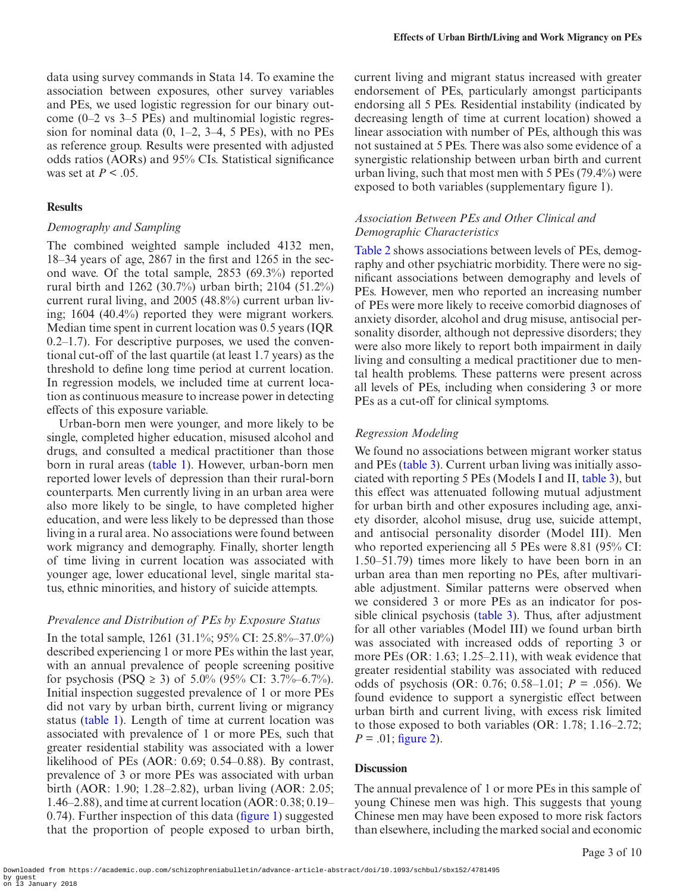data using survey commands in Stata 14. To examine the association between exposures, other survey variables and PEs, we used logistic regression for our binary outcome (0–2 vs 3–5 PEs) and multinomial logistic regression for nominal data (0, 1–2, 3–4, 5 PEs), with no PEs as reference group. Results were presented with adjusted odds ratios (AORs) and 95% CIs. Statistical significance was set at $P < .05$.

## Results

### Demography and Sampling

The combined weighted sample included 4132 men, 18–34 years of age, 2867 in the first and 1265 in the second wave. Of the total sample, 2853 (69.3%) reported rural birth and 1262 (30.7%) urban birth; 2104 (51.2%) current rural living, and 2005 (48.8%) current urban living; 1604 (40.4%) reported they were migrant workers. Median time spent in current location was 0.5 years (IQR 0.2–1.7). For descriptive purposes, we used the conventional cut-off of the last quartile (at least 1.7 years) as the threshold to define long time period at current location. In regression models, we included time at current location as continuous measure to increase power in detecting effects of this exposure variable.

Urban-born men were younger, and more likely to be single, completed higher education, misused alcohol and drugs, and consulted a medical practitioner than those born in rural areas (table 1). However, urban-born men reported lower levels of depression than their rural-born counterparts. Men currently living in an urban area were also more likely to be single, to have completed higher education, and were less likely to be depressed than those living in a rural area. No associations were found between work migrancy and demography. Finally, shorter length of time living in current location was associated with younger age, lower educational level, single marital status, ethnic minorities, and history of suicide attempts.

### Prevalence and Distribution of PEs by Exposure Status

In the total sample, 1261 (31.1%; 95% CI: 25.8%–37.0%) described experiencing 1 or more PEs within the last year, with an annual prevalence of people screening positive for psychosis (PSQ ≥ 3) of 5.0% (95% CI: 3.7%–6.7%). Initial inspection suggested prevalence of 1 or more PEs did not vary by urban birth, current living or migrancy status (table 1). Length of time at current location was associated with prevalence of 1 or more PEs, such that greater residential stability was associated with a lower likelihood of PEs (AOR: 0.69; 0.54–0.88). By contrast, prevalence of 3 or more PEs was associated with urban birth (AOR: 1.90; 1.28–2.82), urban living (AOR: 2.05; 1.46–2.88), and time at current location (AOR: 0.38; 0.19–0.74). Further inspection of this data (figure 1) suggested that the proportion of people exposed to urban birth, current living and migrant status increased with greater endorsement of PEs, particularly amongst participants endorsing all 5 PEs. Residential instability (indicated by decreasing length of time at current location) showed a linear association with number of PEs, although this was not sustained at 5 PEs. There was also some evidence of a synergistic relationship between urban birth and current urban living, such that most men with 5 PEs (79.4%) were exposed to both variables (supplementary figure 1).

### Association Between PEs and Other Clinical and Demographic Characteristics

Table 2 shows associations between levels of PEs, demography and other psychiatric morbidity. There were no significant associations between demography and levels of PEs. However, men who reported an increasing number of PEs were more likely to receive comorbid diagnoses of anxiety disorder, alcohol and drug misuse, antisocial personality disorder, although not depressive disorders; they were also more likely to report both impairment in daily living and consulting a medical practitioner due to mental health problems. These patterns were present across all levels of PEs, including when considering 3 or more PEs as a cut-off for clinical symptoms.

### Regression Modeling

We found no associations between migrant worker status and PEs (table 3). Current urban living was initially associated with reporting 5 PEs (Models I and II, table 3), but this effect was attenuated following mutual adjustment for urban birth and other exposures including age, anxiety disorder, alcohol misuse, drug use, suicide attempt, and antisocial personality disorder (Model III). Men who reported experiencing all 5 PEs were 8.81 (95% CI: 1.50–51.79) times more likely to have been born in an urban area than men reporting no PEs, after multivariable adjustment. Similar patterns were observed when we considered 3 or more PEs as an indicator for possible clinical psychosis (table 3). Thus, after adjustment for all other variables (Model III) we found urban birth was associated with increased odds of reporting 3 or more PEs (OR: 1.63; 1.25–2.11), with weak evidence that greater residential stability was associated with reduced odds of psychosis (OR: 0.76; 0.58–1.01; $P = .056$). We found evidence to support a synergistic effect between urban birth and current living, with excess risk limited to those exposed to both variables (OR: 1.78; 1.16–2.72; $P = .01$; figure 2).

## Discussion

The annual prevalence of 1 or more PEs in this sample of young Chinese men was high. This suggests that young Chinese men may have been exposed to more risk factors than elsewhere, including the marked social and economic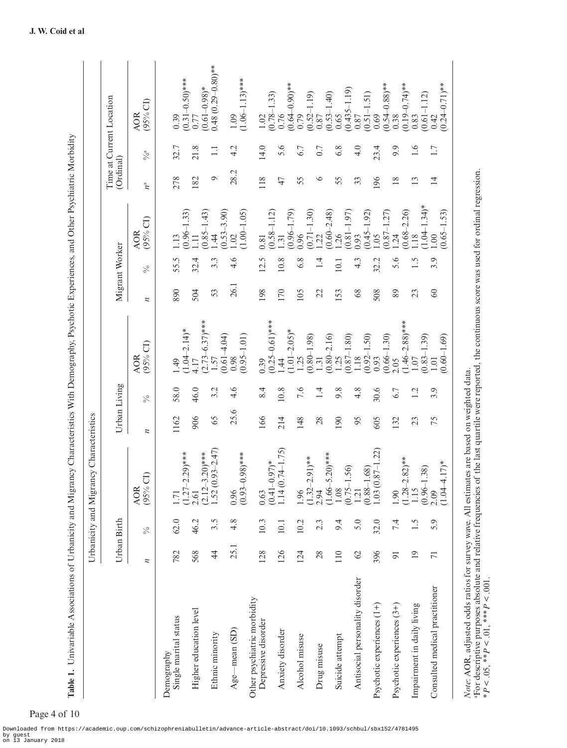**Table 1.** Univariable Associations of Urbanicity and Migrancy Characteristics With Demography, Psychotic Experiences, and Other Psychiatric Morbidity

| | Urbanicity and Migrancy Characteristics | | | | | | | | | | | |
|---|---|---|---|---|---|---|---|---|---|---|---|---|
| | Urban Birth | | | Urban Living | | | Migrant Worker | | | Time at Current Location (Ordinal) | | |
| | *n* | % | AOR (95% CI) | *n* | % | AOR (95% CI) | *n* | % | AOR (95% CI) | *n*[a] | %[a] | AOR (95% CI) |
| Demography | | | | | | | | | | | | |
| Single marital status | 782 | 62.0 | 1.71 (1.27–2.29)*** | 1162 | 58.0 | 1.49 (1.04–2.14)* | 890 | 55.5 | 1.13 (0.96–1.33) | 278 | 32.7 | 0.39 (0.31–0.50)*** |
| Higher education level | 568 | 46.2 | 2.61 (2.12–3.20)*** | 906 | 46.0 | 4.17 (2.73–6.37)*** | 504 | 32.4 | 1.11 (0.85–1.43) | 182 | 21.8 | 0.77 (0.61–0.98)* |
| Ethnic minority | 44 | 3.5 | 1.52 (0.93–2.47) | 65 | 3.2 | 1.57 (0.61–4.04) | 53 | 3.3 | 1.44 (0.53–3.90) | 9 | 1.1 | 0.48 (0.29–0.80)** |
| Age—mean (SD) | 25.1 | 4.8 | 0.96 (0.93–0.98)*** | 25.6 | 4.6 | 0.98 (0.95–1.01) | 26.1 | 4.6 | 1.02 (1.00–1.05) | 28.2 | 4.2 | 1.09 (1.06–1.13)*** |
| Other psychiatric morbidity | | | | | | | | | | | | |
| Depressive disorder | 128 | 10.3 | 0.63 (0.41–0.97)* | 166 | 8.4 | 0.39 (0.25–0.61)*** | 198 | 12.5 | 0.81 (0.58–1.12) | 118 | 14.0 | 1.02 (0.78–1.33) |
| Anxiety disorder | 126 | 10.1 | 1.14 (0.74–1.75) | 214 | 10.8 | 1.44 (1.01–2.05)* | 170 | 10.8 | 1.31 (0.96–1.79) | 47 | 5.6 | 0.76 (0.64–0.90)** |
| Alcohol misuse | 124 | 10.2 | 1.96 (1.32–2.91)** | 148 | 7.6 | 1.25 (0.80–1.98) | 105 | 6.8 | 0.96 (0.71–1.30) | 55 | 6.7 | 0.79 (0.52–1.19) |
| Drug misuse | 28 | 2.3 | 2.94 (1.66–5.20)*** | 28 | 1.4 | 1.31 (0.80–2.16) | 22 | 1.4 | 1.22 (0.60–2.48) | 6 | 0.7 | 0.87 (0.53–1.40) |
| Suicide attempt | 110 | 9.4 | 1.08 (0.75–1.56) | 190 | 9.8 | 1.25 (0.87–1.80) | 153 | 10.1 | 1.26 (0.81–1.97) | 55 | 6.8 | 0.65 (0.435–1.19) |
| Antisocial personality disorder | 62 | 5.0 | 1.21 (0.88–1.68) | 95 | 4.8 | 1.18 (0.92–1.50) | 68 | 4.3 | 0.93 (0.45–1.92) | 33 | 4.0 | 0.87 (0.51–1.51) |
| Psychotic experiences (1+) | 396 | 32.0 | 1.03 (0.87–1.22) | 605 | 30.6 | 0.93 (0.66–1.30) | 508 | 32.2 | 1.05 (0.87–1.27) | 196 | 23.4 | 0.69 (0.54–0.88)** |
| Psychotic experiences (3+) | 91 | 7.4 | 1.90 (1.28–2.82)** | 132 | 6.7 | 2.05 (1.46–2.88)*** | 89 | 5.6 | 1.24 (0.68–2.26) | 18 | 9.9 | 0.38 (0.19–0.74)** |
| Impairment in daily living | 19 | 1.5 | 1.15 (0.96–1.38) | 23 | 1.2 | 1.07 (0.83–1.39) | 23 | 1.5 | 1.18 (1.04–1.34)* | 13 | 1.6 | 0.83 (0.61–1.12) |
| Consulted medical practitioner | 71 | 5.9 | 2.09 (1.04–4.17)* | 75 | 3.9 | 1.01 (0.60–1.69) | 60 | 3.9 | 1.00 (0.65–1.53) | 14 | 1.7 | 0.42 (0.24–0.71)** |

*Note*: AOR, adjusted odds ratios for survey wave. All estimates are based on weighted data.
[a]For descriptive purposes absolute and relative frequencies of the last quartile were reported, the continuous score was used for ordinal regression.
*$P < .05$, **$P < .01$, ***$P < .001$.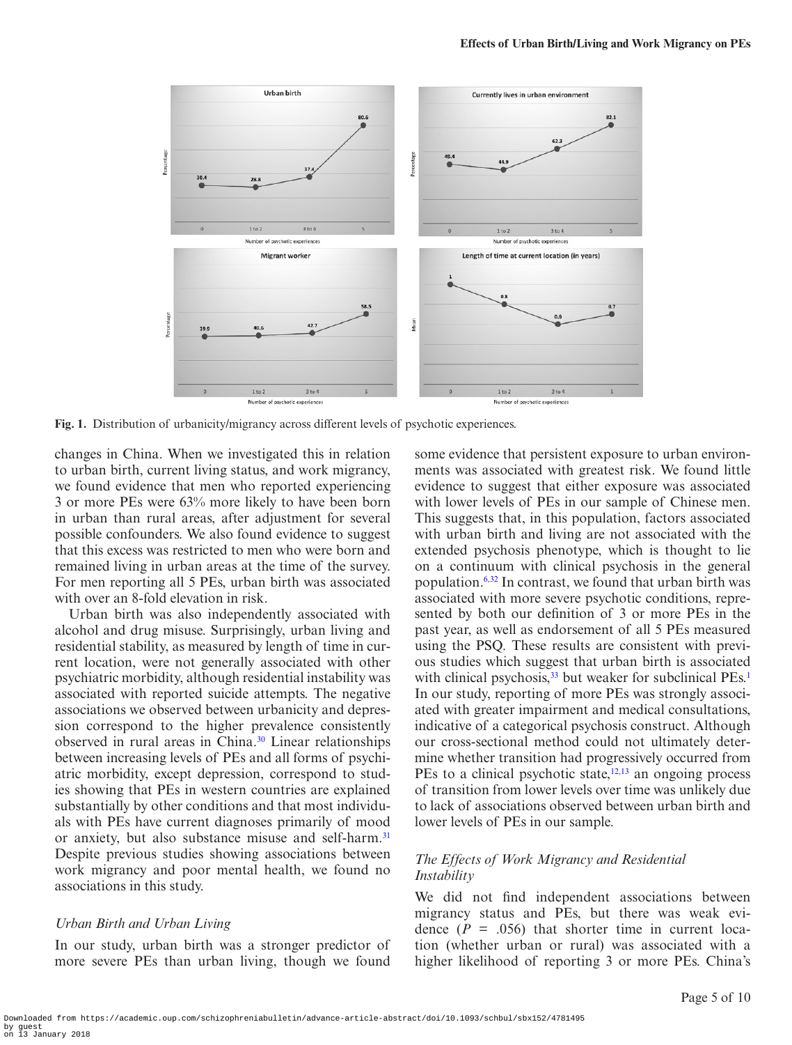Fig. 1. Distribution of urbanicity/migrancy across different levels of psychotic experiences.

changes in China. When we investigated this in relation to urban birth, current living status, and work migrancy, we found evidence that men who reported experiencing 3 or more PEs were 63% more likely to have been born in urban than rural areas, after adjustment for several possible confounders. We also found evidence to suggest that this excess was restricted to men who were born and remained living in urban areas at the time of the survey. For men reporting all 5 PEs, urban birth was associated with over an 8-fold elevation in risk.

Urban birth was also independently associated with alcohol and drug misuse. Surprisingly, urban living and residential stability, as measured by length of time in current location, were not generally associated with other psychiatric morbidity, although residential instability was associated with reported suicide attempts. The negative associations we observed between urbanicity and depression correspond to the higher prevalence consistently observed in rural areas in China.[30] Linear relationships between increasing levels of PEs and all forms of psychiatric morbidity, except depression, correspond to studies showing that PEs in western countries are explained substantially by other conditions and that most individuals with PEs have current diagnoses primarily of mood or anxiety, but also substance misuse and self-harm.[31] Despite previous studies showing associations between work migrancy and poor mental health, we found no associations in this study.

### *Urban Birth and Urban Living*

In our study, urban birth was a stronger predictor of more severe PEs than urban living, though we found some evidence that persistent exposure to urban environments was associated with greatest risk. We found little evidence to suggest that either exposure was associated with lower levels of PEs in our sample of Chinese men. This suggests that, in this population, factors associated with urban birth and living are not associated with the extended psychosis phenotype, which is thought to lie on a continuum with clinical psychosis in the general population.[6,32] In contrast, we found that urban birth was associated with more severe psychotic conditions, represented by both our definition of 3 or more PEs in the past year, as well as endorsement of all 5 PEs measured using the PSQ. These results are consistent with previous studies which suggest that urban birth is associated with clinical psychosis,[33] but weaker for subclinical PEs.[1] In our study, reporting of more PEs was strongly associated with greater impairment and medical consultations, indicative of a categorical psychosis construct. Although our cross-sectional method could not ultimately determine whether transition had progressively occurred from PEs to a clinical psychotic state,[12,13] an ongoing process of transition from lower levels over time was unlikely due to lack of associations observed between urban birth and lower levels of PEs in our sample.

### *The Effects of Work Migrancy and Residential Instability*

We did not find independent associations between migrancy status and PEs, but there was weak evidence ($P$ = .056) that shorter time in current location (whether urban or rural) was associated with a higher likelihood of reporting 3 or more PEs. China's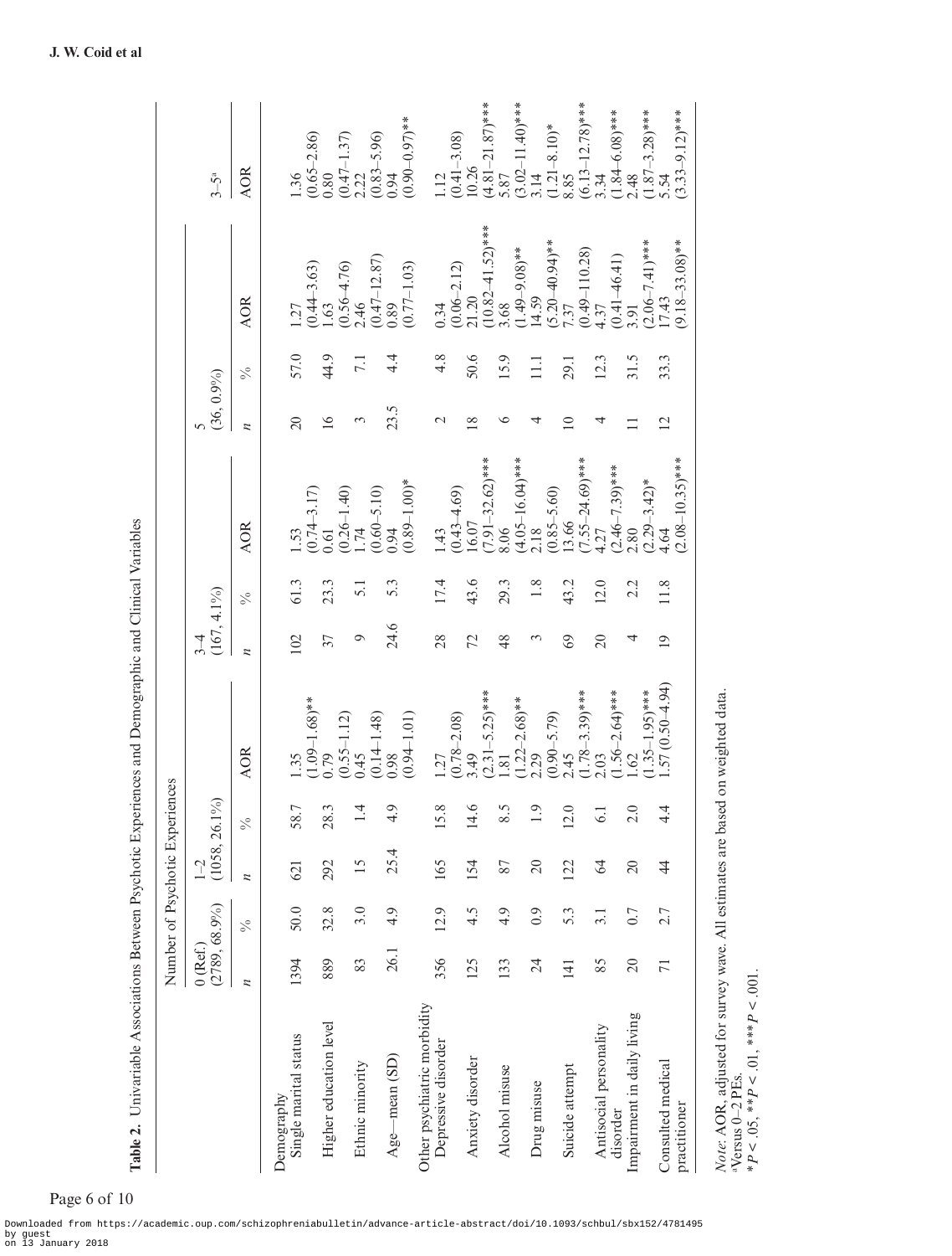**Table 2.** Univariable Associations Between Psychotic Experiences and Demographic and Clinical Variables

| | Number of Psychotic Experiences | | | | | | | | | | |
|---|---|---|---|---|---|---|---|---|---|---|---|
| | 0 (Ref.) (2789, 68.9%) | | 1–2 (1058, 26.1%) | | | 3–4 (167, 4.1%) | | | 5 (36, 0.9%) | | | 3–5[a] |
| | *n* | % | *n* | % | AOR | *n* | % | AOR | *n* | % | AOR | AOR |
| Demography | | | | | | | | | | | | |
| Single marital status | 1394 | 50.0 | 621 | 58.7 | 1.35 (1.09–1.68)** | 102 | 61.3 | 1.53 (0.74–3.17) | 20 | 57.0 | 1.27 (0.44–3.63) | 1.36 (0.65–2.86) |
| Higher education level | 889 | 32.8 | 292 | 28.3 | 0.79 (0.55–1.12) | 37 | 23.3 | 0.61 (0.26–1.40) | 16 | 44.9 | 1.63 (0.56–4.76) | 0.80 (0.47–1.37) |
| Ethnic minority | 83 | 3.0 | 15 | 1.4 | 0.45 (0.14–1.48) | 9 | 5.1 | 1.74 (0.60–5.10) | 3 | 7.1 | 2.46 (0.47–12.87) | 2.22 (0.83–5.96) |
| Age—mean (SD) | 26.1 | 4.9 | 25.4 | 4.9 | 0.98 (0.94–1.01) | 24.6 | 5.3 | 0.94 (0.89–1.00)* | 23.5 | 4.4 | 0.89 (0.77–1.03) | 0.94 (0.90–0.97)** |
| Other psychiatric morbidity | | | | | | | | | | | | |
| Depressive disorder | 356 | 12.9 | 165 | 15.8 | 1.27 (0.78–2.08) | 28 | 17.4 | 1.43 (0.43–4.69) | 2 | 4.8 | 0.34 (0.06–2.12) | 1.12 (0.41–3.08) |
| Anxiety disorder | 125 | 4.5 | 154 | 14.6 | 3.49 (2.31–5.25)*** | 72 | 43.6 | 16.07 (7.91–32.62)*** | 18 | 50.6 | 21.20 (10.82–41.52)*** | 10.26 (4.81–21.87)*** |
| Alcohol misuse | 133 | 4.9 | 87 | 8.5 | 1.81 (1.22–2.68)** | 48 | 29.3 | 8.06 (4.05–16.04)*** | 6 | 15.9 | 3.68 (1.49–9.08)** | 5.87 (3.02–11.40)*** |
| Drug misuse | 24 | 0.9 | 20 | 1.9 | 2.29 (0.90–5.79) | 3 | 1.8 | 2.18 (0.85–5.60) | 4 | 11.1 | 14.59 (5.20–40.94)** | 3.14 (1.21–8.10)* |
| Suicide attempt | 141 | 5.3 | 122 | 12.0 | 2.45 (1.78–3.39)*** | 69 | 43.2 | 13.66 (7.55–24.69)*** | 10 | 29.1 | 7.37 (0.49–110.28) | 8.85 (6.13–12.78)*** |
| Antisocial personality disorder | 85 | 3.1 | 64 | 6.1 | 2.03 (1.56–2.64)*** | 20 | 12.0 | 4.27 (2.46–7.39)*** | 4 | 12.3 | 4.37 (0.41–46.41) | 3.34 (1.84–6.08)*** |
| Impairment in daily living | 20 | 0.7 | 20 | 2.0 | 1.62 (1.35–1.95)*** | 4 | 2.2 | 2.80 (2.29–3.42)* | 11 | 31.5 | 3.91 (2.06–7.41)*** | 2.48 (1.87–3.28)*** |
| Consulted medical practitioner | 71 | 2.7 | 44 | 4.4 | 1.57 (0.50–4.94) | 19 | 11.8 | 4.64 (2.08–10.35)*** | 12 | 33.3 | 17.43 (9.18–33.08)** | 5.54 (3.33–9.12)*** |

*Note*: AOR, adjusted for survey wave. All estimates are based on weighted data.
[a]Versus 0–2 PEs.
$^{*}P < .05$, $^{**}P < .01$, $^{***}P < .001$.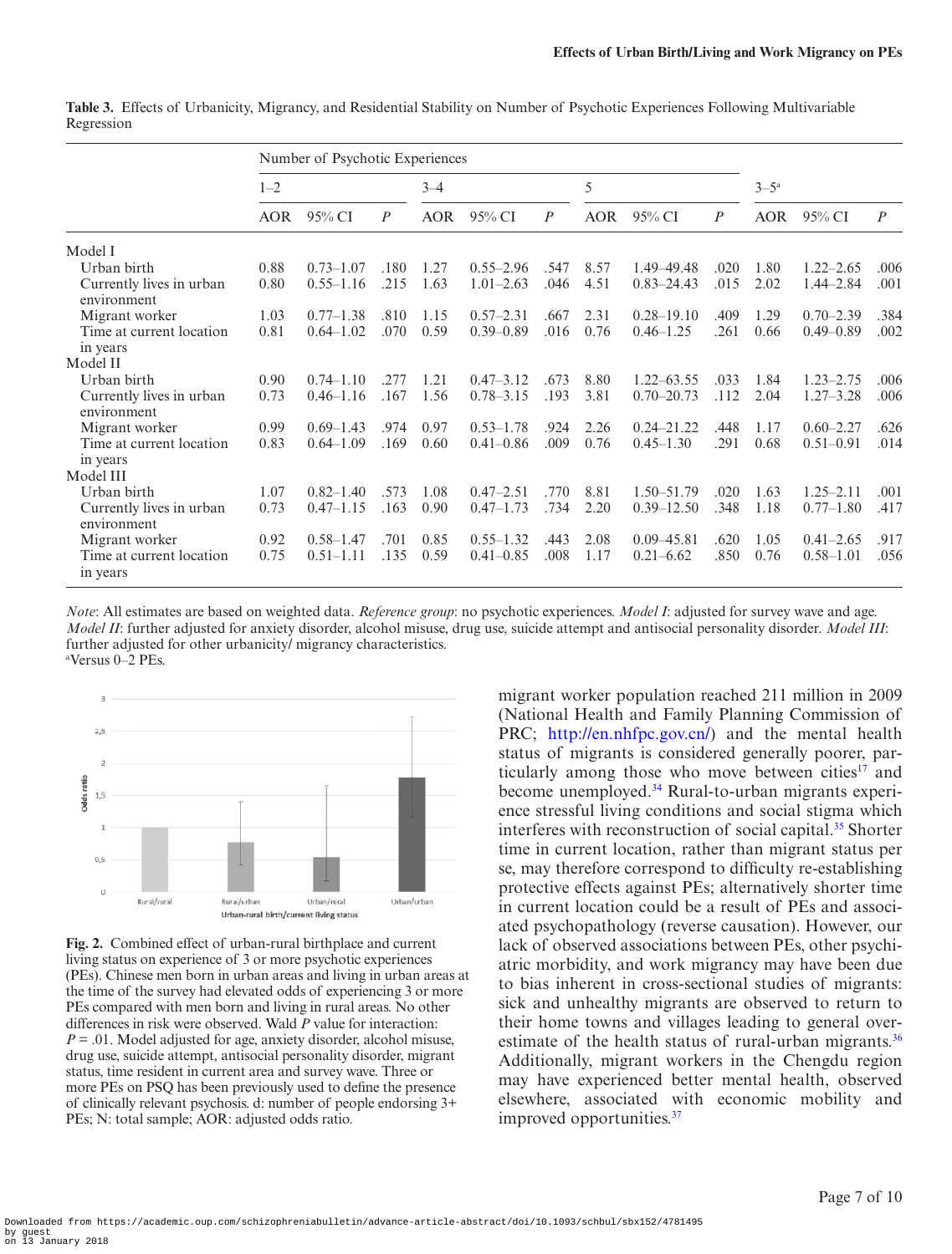**Table 3.** Effects of Urbanicity, Migrancy, and Residential Stability on Number of Psychotic Experiences Following Multivariable Regression

| | Number of Psychotic Experiences | | | | | | | | | | | |
|---|---|---|---|---|---|---|---|---|---|---|---|---|
| | 1–2 | | | 3–4 | | | 5 | | | 3–5[a] | | |
| | AOR | 95% CI | *P* | AOR | 95% CI | *P* | AOR | 95% CI | *P* | AOR | 95% CI | *P* |
| Model I | | | | | | | | | | | | |
| Urban birth | 0.88 | 0.73–1.07 | .180 | 1.27 | 0.55–2.96 | .547 | 8.57 | 1.49–49.48 | .020 | 1.80 | 1.22–2.65 | .006 |
| Currently lives in urban environment | 0.80 | 0.55–1.16 | .215 | 1.63 | 1.01–2.63 | .046 | 4.51 | 0.83–24.43 | .015 | 2.02 | 1.44–2.84 | .001 |
| Migrant worker | 1.03 | 0.77–1.38 | .810 | 1.15 | 0.57–2.31 | .667 | 2.31 | 0.28–19.10 | .409 | 1.29 | 0.70–2.39 | .384 |
| Time at current location in years | 0.81 | 0.64–1.02 | .070 | 0.59 | 0.39–0.89 | .016 | 0.76 | 0.46–1.25 | .261 | 0.66 | 0.49–0.89 | .002 |
| Model II | | | | | | | | | | | | |
| Urban birth | 0.90 | 0.74–1.10 | .277 | 1.21 | 0.47–3.12 | .673 | 8.80 | 1.22–63.55 | .033 | 1.84 | 1.23–2.75 | .006 |
| Currently lives in urban environment | 0.73 | 0.46–1.16 | .167 | 1.56 | 0.78–3.15 | .193 | 3.81 | 0.70–20.73 | .112 | 2.04 | 1.27–3.28 | .006 |
| Migrant worker | 0.99 | 0.69–1.43 | .974 | 0.97 | 0.53–1.78 | .924 | 2.26 | 0.24–21.22 | .448 | 1.17 | 0.60–2.27 | .626 |
| Time at current location in years | 0.83 | 0.64–1.09 | .169 | 0.60 | 0.41–0.86 | .009 | 0.76 | 0.45–1.30 | .291 | 0.68 | 0.51–0.91 | .014 |
| Model III | | | | | | | | | | | | |
| Urban birth | 1.07 | 0.82–1.40 | .573 | 1.08 | 0.47–2.51 | .770 | 8.81 | 1.50–51.79 | .020 | 1.63 | 1.25–2.11 | .001 |
| Currently lives in urban environment | 0.73 | 0.47–1.15 | .163 | 0.90 | 0.47–1.73 | .734 | 2.20 | 0.39–12.50 | .348 | 1.18 | 0.77–1.80 | .417 |
| Migrant worker | 0.92 | 0.58–1.47 | .701 | 0.85 | 0.55–1.32 | .443 | 2.08 | 0.09–45.81 | .620 | 1.05 | 0.41–2.65 | .917 |
| Time at current location in years | 0.75 | 0.51–1.11 | .135 | 0.59 | 0.41–0.85 | .008 | 1.17 | 0.21–6.62 | .850 | 0.76 | 0.58–1.01 | .056 |

*Note*: All estimates are based on weighted data. *Reference group*: no psychotic experiences. *Model I*: adjusted for survey wave and age. *Model II*: further adjusted for anxiety disorder, alcohol misuse, drug use, suicide attempt and antisocial personality disorder. *Model III*: further adjusted for other urbanicity/ migrancy characteristics.
[a]Versus 0–2 PEs.

**Fig. 2.** Combined effect of urban-rural birthplace and current living status on experience of 3 or more psychotic experiences (PEs). Chinese men born in urban areas and living in urban areas at the time of the survey had elevated odds of experiencing 3 or more PEs compared with men born and living in rural areas. No other differences in risk were observed. Wald *P* value for interaction: *P* = .01. Model adjusted for age, anxiety disorder, alcohol misuse, drug use, suicide attempt, antisocial personality disorder, migrant status, time resident in current area and survey wave. Three or more PEs on PSQ has been previously used to define the presence of clinically relevant psychosis. d: number of people endorsing 3+ PEs; N: total sample; AOR: adjusted odds ratio.

migrant worker population reached 211 million in 2009 (National Health and Family Planning Commission of PRC; http://en.nhfpc.gov.cn/) and the mental health status of migrants is considered generally poorer, particularly among those who move between cities[17] and become unemployed.[34] Rural-to-urban migrants experience stressful living conditions and social stigma which interferes with reconstruction of social capital.[35] Shorter time in current location, rather than migrant status per se, may therefore correspond to difficulty re-establishing protective effects against PEs; alternatively shorter time in current location could be a result of PEs and associated psychopathology (reverse causation). However, our lack of observed associations between PEs, other psychiatric morbidity, and work migrancy may have been due to bias inherent in cross-sectional studies of migrants: sick and unhealthy migrants are observed to return to their home towns and villages leading to general overestimate of the health status of rural-urban migrants.[36] Additionally, migrant workers in the Chengdu region may have experienced better mental health, observed elsewhere, associated with economic mobility and improved opportunities.[37]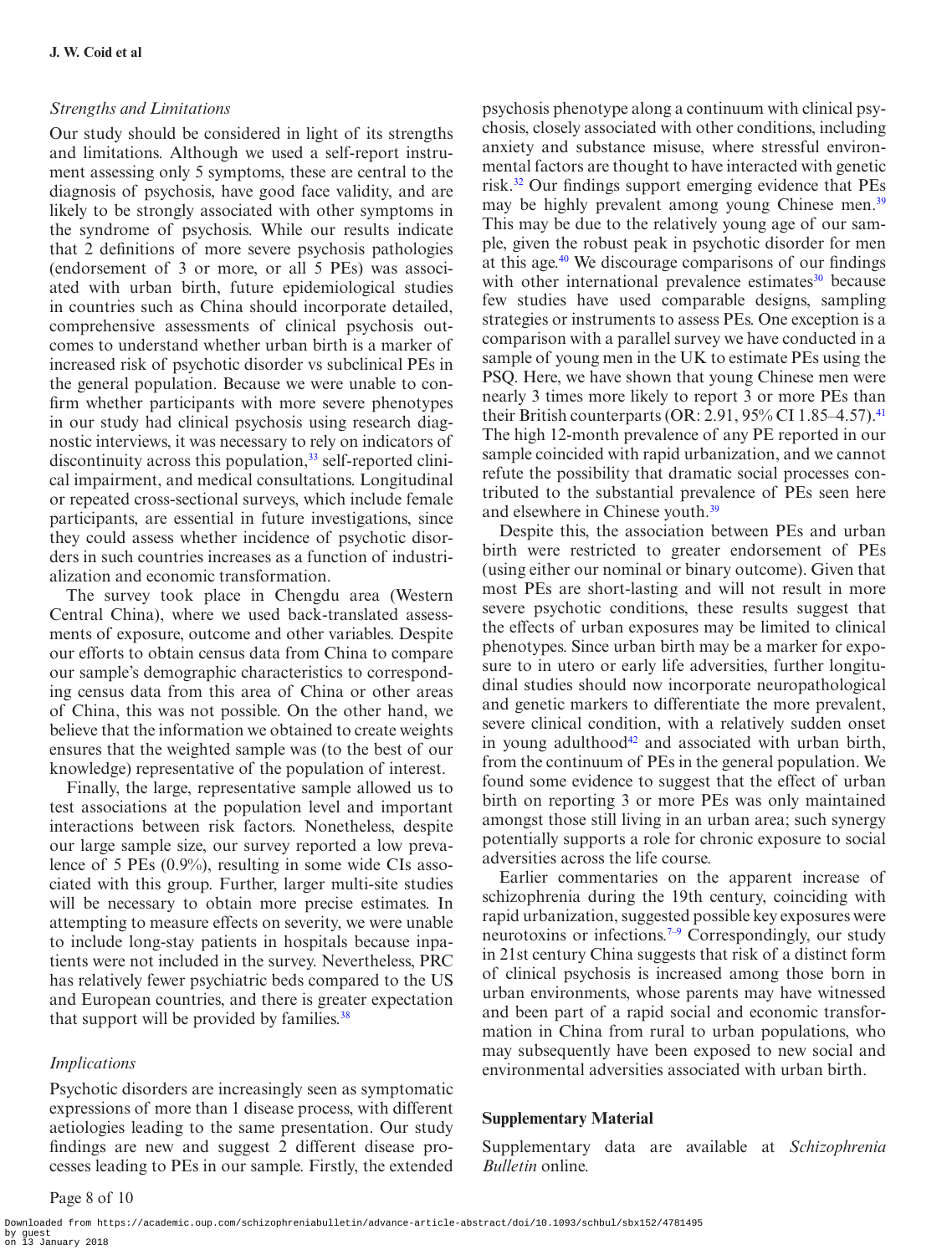### *Strengths and Limitations*

Our study should be considered in light of its strengths and limitations. Although we used a self-report instrument assessing only 5 symptoms, these are central to the diagnosis of psychosis, have good face validity, and are likely to be strongly associated with other symptoms in the syndrome of psychosis. While our results indicate that 2 definitions of more severe psychosis pathologies (endorsement of 3 or more, or all 5 PEs) was associated with urban birth, future epidemiological studies in countries such as China should incorporate detailed, comprehensive assessments of clinical psychosis outcomes to understand whether urban birth is a marker of increased risk of psychotic disorder vs subclinical PEs in the general population. Because we were unable to confirm whether participants with more severe phenotypes in our study had clinical psychosis using research diagnostic interviews, it was necessary to rely on indicators of discontinuity across this population,[33] self-reported clinical impairment, and medical consultations. Longitudinal or repeated cross-sectional surveys, which include female participants, are essential in future investigations, since they could assess whether incidence of psychotic disorders in such countries increases as a function of industrialization and economic transformation.

The survey took place in Chengdu area (Western Central China), where we used back-translated assessments of exposure, outcome and other variables. Despite our efforts to obtain census data from China to compare our sample's demographic characteristics to corresponding census data from this area of China or other areas of China, this was not possible. On the other hand, we believe that the information we obtained to create weights ensures that the weighted sample was (to the best of our knowledge) representative of the population of interest.

Finally, the large, representative sample allowed us to test associations at the population level and important interactions between risk factors. Nonetheless, despite our large sample size, our survey reported a low prevalence of 5 PEs (0.9%), resulting in some wide CIs associated with this group. Further, larger multi-site studies will be necessary to obtain more precise estimates. In attempting to measure effects on severity, we were unable to include long-stay patients in hospitals because inpatients were not included in the survey. Nevertheless, PRC has relatively fewer psychiatric beds compared to the US and European countries, and there is greater expectation that support will be provided by families.[38]

### *Implications*

Psychotic disorders are increasingly seen as symptomatic expressions of more than 1 disease process, with different aetiologies leading to the same presentation. Our study findings are new and suggest 2 different disease processes leading to PEs in our sample. Firstly, the extended psychosis phenotype along a continuum with clinical psychosis, closely associated with other conditions, including anxiety and substance misuse, where stressful environmental factors are thought to have interacted with genetic risk.[32] Our findings support emerging evidence that PEs may be highly prevalent among young Chinese men.[39] This may be due to the relatively young age of our sample, given the robust peak in psychotic disorder for men at this age.[40] We discourage comparisons of our findings with other international prevalence estimates[30] because few studies have used comparable designs, sampling strategies or instruments to assess PEs. One exception is a comparison with a parallel survey we have conducted in a sample of young men in the UK to estimate PEs using the PSQ. Here, we have shown that young Chinese men were nearly 3 times more likely to report 3 or more PEs than their British counterparts (OR: 2.91, 95% CI 1.85–4.57).[41] The high 12-month prevalence of any PE reported in our sample coincided with rapid urbanization, and we cannot refute the possibility that dramatic social processes contributed to the substantial prevalence of PEs seen here and elsewhere in Chinese youth.[39]

Despite this, the association between PEs and urban birth were restricted to greater endorsement of PEs (using either our nominal or binary outcome). Given that most PEs are short-lasting and will not result in more severe psychotic conditions, these results suggest that the effects of urban exposures may be limited to clinical phenotypes. Since urban birth may be a marker for exposure to in utero or early life adversities, further longitudinal studies should now incorporate neuropathological and genetic markers to differentiate the more prevalent, severe clinical condition, with a relatively sudden onset in young adulthood[42] and associated with urban birth, from the continuum of PEs in the general population. We found some evidence to suggest that the effect of urban birth on reporting 3 or more PEs was only maintained amongst those still living in an urban area; such synergy potentially supports a role for chronic exposure to social adversities across the life course.

Earlier commentaries on the apparent increase of schizophrenia during the 19th century, coinciding with rapid urbanization, suggested possible key exposures were neurotoxins or infections.[7–9] Correspondingly, our study in 21st century China suggests that risk of a distinct form of clinical psychosis is increased among those born in urban environments, whose parents may have witnessed and been part of a rapid social and economic transformation in China from rural to urban populations, who may subsequently have been exposed to new social and environmental adversities associated with urban birth.

## Supplementary Material

Supplementary data are available at *Schizophrenia Bulletin* online.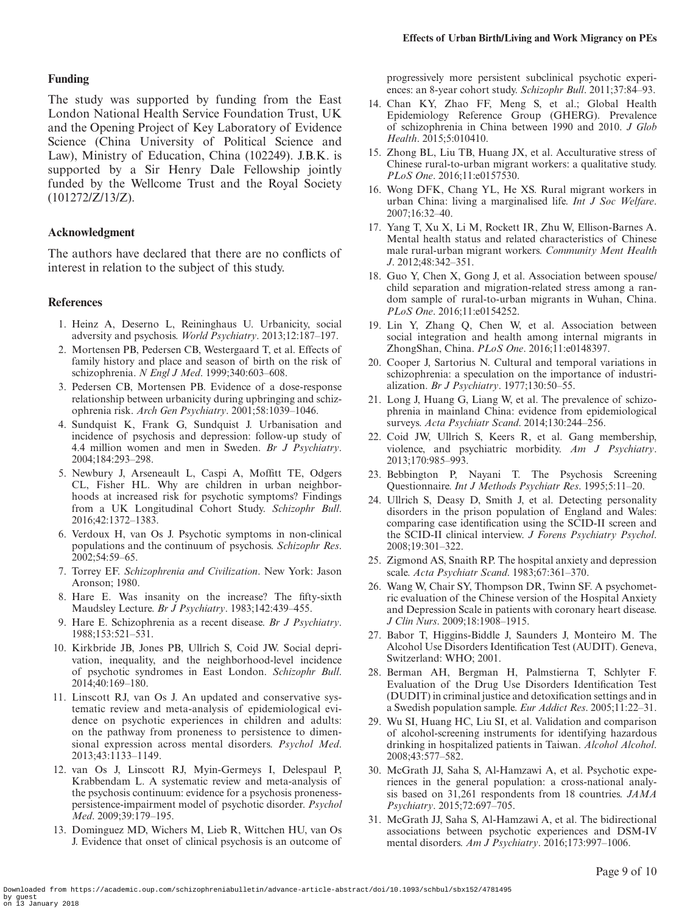## Funding

The study was supported by funding from the East London National Health Service Foundation Trust, UK and the Opening Project of Key Laboratory of Evidence Science (China University of Political Science and Law), Ministry of Education, China (102249). J.B.K. is supported by a Sir Henry Dale Fellowship jointly funded by the Wellcome Trust and the Royal Society (101272/Z/13/Z).

## Acknowledgment

The authors have declared that there are no conflicts of interest in relation to the subject of this study.

## References

1. Heinz A, Deserno L, Reininghaus U. Urbanicity, social adversity and psychosis. *World Psychiatry*. 2013;12:187–197.
2. Mortensen PB, Pedersen CB, Westergaard T, et al. Effects of family history and place and season of birth on the risk of schizophrenia. *N Engl J Med*. 1999;340:603–608.
3. Pedersen CB, Mortensen PB. Evidence of a dose-response relationship between urbanicity during upbringing and schizophrenia risk. *Arch Gen Psychiatry*. 2001;58:1039–1046.
4. Sundquist K, Frank G, Sundquist J. Urbanisation and incidence of psychosis and depression: follow-up study of 4.4 million women and men in Sweden. *Br J Psychiatry*. 2004;184:293–298.
5. Newbury J, Arseneault L, Caspi A, Moffitt TE, Odgers CL, Fisher HL. Why are children in urban neighborhoods at increased risk for psychotic symptoms? Findings from a UK Longitudinal Cohort Study. *Schizophr Bull*. 2016;42:1372–1383.
6. Verdoux H, van Os J. Psychotic symptoms in non-clinical populations and the continuum of psychosis. *Schizophr Res*. 2002;54:59–65.
7. Torrey EF. *Schizophrenia and Civilization*. New York: Jason Aronson; 1980.
8. Hare E. Was insanity on the increase? The fifty-sixth Maudsley Lecture. *Br J Psychiatry*. 1983;142:439–455.
9. Hare E. Schizophrenia as a recent disease. *Br J Psychiatry*. 1988;153:521–531.
10. Kirkbride JB, Jones PB, Ullrich S, Coid JW. Social deprivation, inequality, and the neighborhood-level incidence of psychotic syndromes in East London. *Schizophr Bull*. 2014;40:169–180.
11. Linscott RJ, van Os J. An updated and conservative systematic review and meta-analysis of epidemiological evidence on psychotic experiences in children and adults: on the pathway from proneness to persistence to dimensional expression across mental disorders. *Psychol Med*. 2013;43:1133–1149.
12. van Os J, Linscott RJ, Myin-Germeys I, Delespaul P, Krabbendam L. A systematic review and meta-analysis of the psychosis continuum: evidence for a psychosis proneness-persistence-impairment model of psychotic disorder. *Psychol Med*. 2009;39:179–195.
13. Dominguez MD, Wichers M, Lieb R, Wittchen HU, van Os J. Evidence that onset of clinical psychosis is an outcome of progressively more persistent subclinical psychotic experiences: an 8-year cohort study. *Schizophr Bull*. 2011;37:84–93.
14. Chan KY, Zhao FF, Meng S, et al.; Global Health Epidemiology Reference Group (GHERG). Prevalence of schizophrenia in China between 1990 and 2010. *J Glob Health*. 2015;5:010410.
15. Zhong BL, Liu TB, Huang JX, et al. Acculturative stress of Chinese rural-to-urban migrant workers: a qualitative study. *PLoS One*. 2016;11:e0157530.
16. Wong DFK, Chang YL, He XS. Rural migrant workers in urban China: living a marginalised life. *Int J Soc Welfare*. 2007;16:32–40.
17. Yang T, Xu X, Li M, Rockett IR, Zhu W, Ellison-Barnes A. Mental health status and related characteristics of Chinese male rural-urban migrant workers. *Community Ment Health J*. 2012;48:342–351.
18. Guo Y, Chen X, Gong J, et al. Association between spouse/child separation and migration-related stress among a random sample of rural-to-urban migrants in Wuhan, China. *PLoS One*. 2016;11:e0154252.
19. Lin Y, Zhang Q, Chen W, et al. Association between social integration and health among internal migrants in ZhongShan, China. *PLoS One*. 2016;11:e0148397.
20. Cooper J, Sartorius N. Cultural and temporal variations in schizophrenia: a speculation on the importance of industrialization. *Br J Psychiatry*. 1977;130:50–55.
21. Long J, Huang G, Liang W, et al. The prevalence of schizophrenia in mainland China: evidence from epidemiological surveys. *Acta Psychiatr Scand*. 2014;130:244–256.
22. Coid JW, Ullrich S, Keers R, et al. Gang membership, violence, and psychiatric morbidity. *Am J Psychiatry*. 2013;170:985–993.
23. Bebbington P, Nayani T. The Psychosis Screening Questionnaire. *Int J Methods Psychiatr Res*. 1995;5:11–20.
24. Ullrich S, Deasy D, Smith J, et al. Detecting personality disorders in the prison population of England and Wales: comparing case identification using the SCID-II screen and the SCID-II clinical interview. *J Forens Psychiatry Psychol*. 2008;19:301–322.
25. Zigmond AS, Snaith RP. The hospital anxiety and depression scale. *Acta Psychiatr Scand*. 1983;67:361–370.
26. Wang W, Chair SY, Thompson DR, Twinn SF. A psychometric evaluation of the Chinese version of the Hospital Anxiety and Depression Scale in patients with coronary heart disease. *J Clin Nurs*. 2009;18:1908–1915.
27. Babor T, Higgins-Biddle J, Saunders J, Monteiro M. The Alcohol Use Disorders Identification Test (AUDIT). Geneva, Switzerland: WHO; 2001.
28. Berman AH, Bergman H, Palmstierna T, Schlyter F. Evaluation of the Drug Use Disorders Identification Test (DUDIT) in criminal justice and detoxification settings and in a Swedish population sample. *Eur Addict Res*. 2005;11:22–31.
29. Wu SI, Huang HC, Liu SI, et al. Validation and comparison of alcohol-screening instruments for identifying hazardous drinking in hospitalized patients in Taiwan. *Alcohol Alcohol*. 2008;43:577–582.
30. McGrath JJ, Saha S, Al-Hamzawi A, et al. Psychotic experiences in the general population: a cross-national analysis based on 31,261 respondents from 18 countries. *JAMA Psychiatry*. 2015;72:697–705.
31. McGrath JJ, Saha S, Al-Hamzawi A, et al. The bidirectional associations between psychotic experiences and DSM-IV mental disorders. *Am J Psychiatry*. 2016;173:997–1006.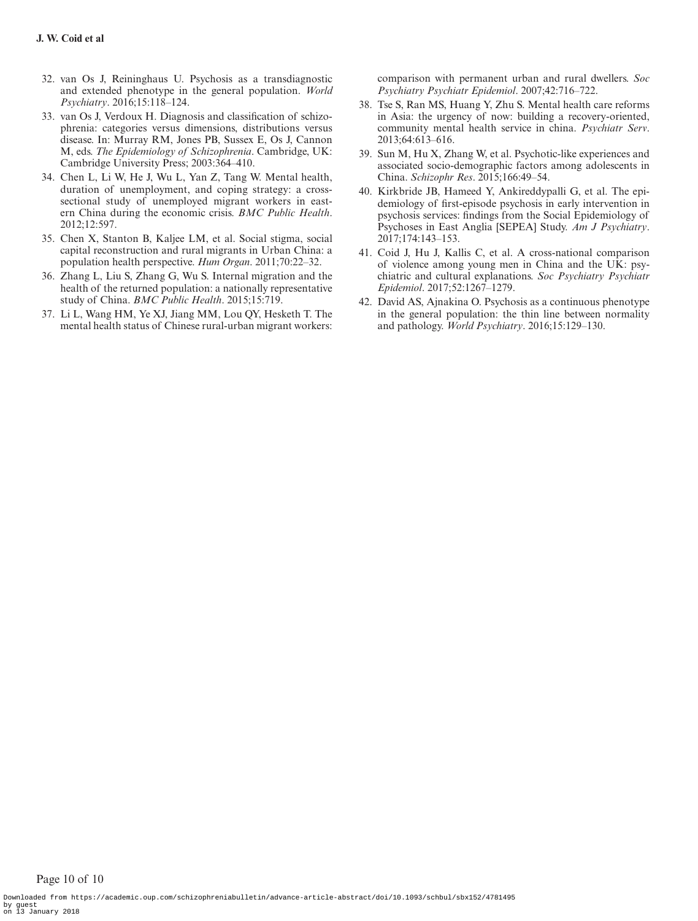32. van Os J, Reininghaus U. Psychosis as a transdiagnostic and extended phenotype in the general population. *World Psychiatry*. 2016;15:118–124.
33. van Os J, Verdoux H. Diagnosis and classification of schizophrenia: categories versus dimensions, distributions versus disease. In: Murray RM, Jones PB, Sussex E, Os J, Cannon M, eds. *The Epidemiology of Schizophrenia*. Cambridge, UK: Cambridge University Press; 2003:364–410.
34. Chen L, Li W, He J, Wu L, Yan Z, Tang W. Mental health, duration of unemployment, and coping strategy: a cross-sectional study of unemployed migrant workers in eastern China during the economic crisis. *BMC Public Health*. 2012;12:597.
35. Chen X, Stanton B, Kaljee LM, et al. Social stigma, social capital reconstruction and rural migrants in Urban China: a population health perspective. *Hum Organ*. 2011;70:22–32.
36. Zhang L, Liu S, Zhang G, Wu S. Internal migration and the health of the returned population: a nationally representative study of China. *BMC Public Health*. 2015;15:719.
37. Li L, Wang HM, Ye XJ, Jiang MM, Lou QY, Hesketh T. The mental health status of Chinese rural-urban migrant workers: comparison with permanent urban and rural dwellers. *Soc Psychiatry Psychiatr Epidemiol*. 2007;42:716–722.
38. Tse S, Ran MS, Huang Y, Zhu S. Mental health care reforms in Asia: the urgency of now: building a recovery-oriented, community mental health service in china. *Psychiatr Serv*. 2013;64:613–616.
39. Sun M, Hu X, Zhang W, et al. Psychotic-like experiences and associated socio-demographic factors among adolescents in China. *Schizophr Res*. 2015;166:49–54.
40. Kirkbride JB, Hameed Y, Ankireddypalli G, et al. The epidemiology of first-episode psychosis in early intervention in psychosis services: findings from the Social Epidemiology of Psychoses in East Anglia [SEPEA] Study. *Am J Psychiatry*. 2017;174:143–153.
41. Coid J, Hu J, Kallis C, et al. A cross-national comparison of violence among young men in China and the UK: psychiatric and cultural explanations. *Soc Psychiatry Psychiatr Epidemiol*. 2017;52:1267–1279.
42. David AS, Ajnakina O. Psychosis as a continuous phenotype in the general population: the thin line between normality and pathology. *World Psychiatry*. 2016;15:129–130.